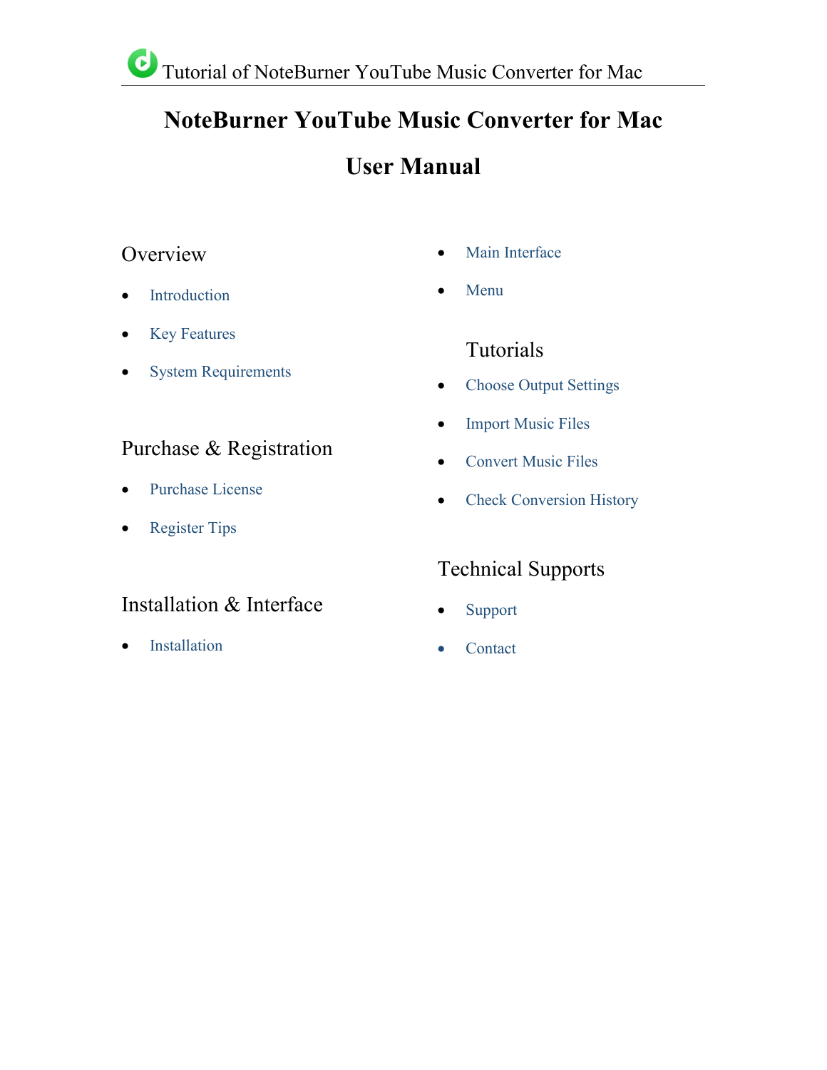# NoteBurner YouTube Music Converter for Mac

# User Manual

## Overview

- Introduction
- Key Features
- System Requirements

## Purchase & Registration

- Purchase License
- Register Tips

## Installation & Interface

- Installation
- Main Interface
- Menu

## Tutorials

- Choose Output Settings
- Import Music Files
- Convert Music Files
- Check Conversion History

## Technical Supports

- Support
- Contact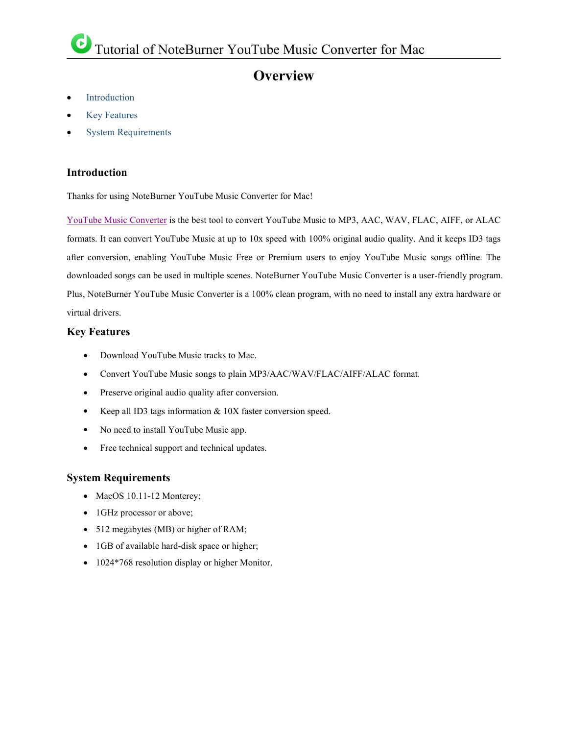# Overview

- Introduction
- Key Features
- System Requirements

## Introduction

Thanks for using NoteBurner YouTube Music Converter for Mac!

YouTube Music Converter is the best tool to convert YouTube Music to MP3, AAC, WAV, FLAC, AIFF, or ALAC formats. It can convert YouTube Music at up to 10x speed with 100% original audio quality. And it keeps ID3 tags after conversion, enabling YouTube Music Free or Premium users to enjoy YouTube Music songs offline. The downloaded songs can be used in multiple scenes. NoteBurner YouTube Music Converter is a user-friendly program. Plus, NoteBurner YouTube Music Converter is a 100% clean program, with no need to install any extra hardware or virtual drivers.

## Key Features

- Download YouTube Music tracks to Mac.
- Convert YouTube Music songs to plain MP3/AAC/WAV/FLAC/AIFF/ALAC format.
- Preserve original audio quality after conversion.
- Keep all ID3 tags information & 10X faster conversion speed.
- No need to install YouTube Music app.
- Free technical support and technical updates.

## System Requirements

- MacOS 10.11-12 Monterey;
- 1GHz processor or above;
- 512 megabytes (MB) or higher of RAM;
- 1GB of available hard-disk space or higher;
- 1024*768 resolution display or higher Monitor.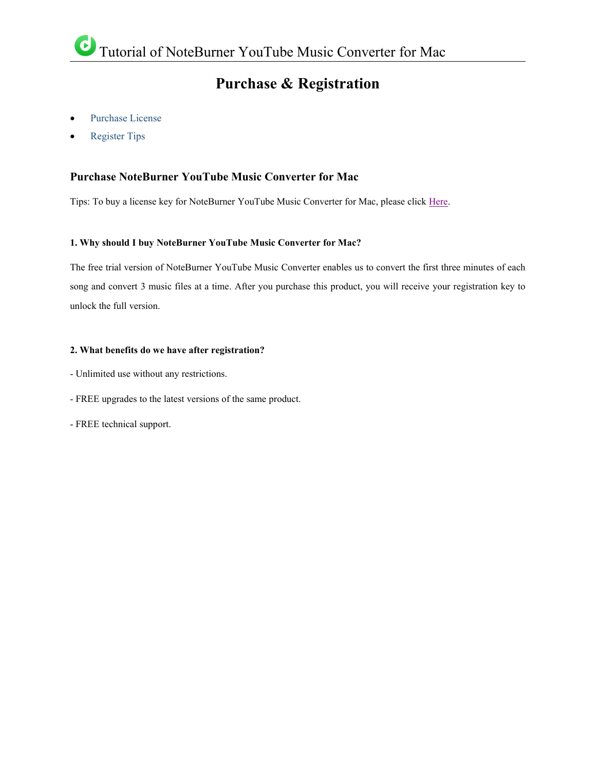# Purchase & Registration

- Purchase License
- Register Tips

## Purchase NoteBurner YouTube Music Converter for Mac

Tips: To buy a license key for NoteBurner YouTube Music Converter for Mac, please click Here.

**1. Why should I buy NoteBurner YouTube Music Converter for Mac?**

The free trial version of NoteBurner YouTube Music Converter enables us to convert the first three minutes of each song and convert 3 music files at a time. After you purchase this product, you will receive your registration key to unlock the full version.

**2. What benefits do we have after registration?**

- Unlimited use without any restrictions.

- FREE upgrades to the latest versions of the same product.

- FREE technical support.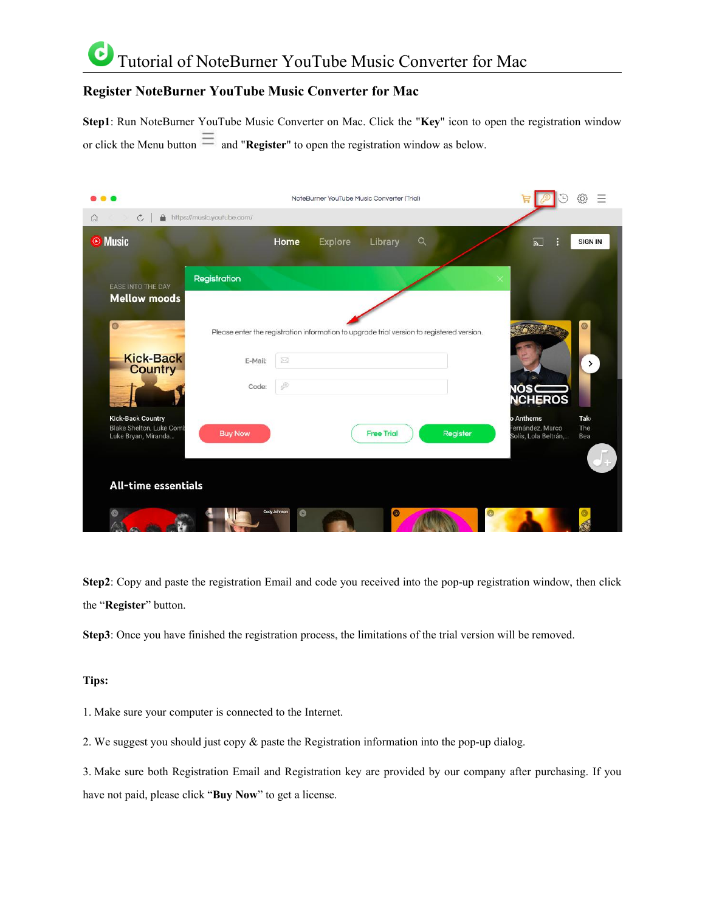# Tutorial of NoteBurner YouTube Music Converter for Mac

## Register NoteBurner YouTube Music Converter for Mac

**Step1**: Run NoteBurner YouTube Music Converter on Mac. Click the "**Key**" icon to open the registration window or click the Menu button and "**Register**" to open the registration window as below.

**Step2**: Copy and paste the registration Email and code you received into the pop-up registration window, then click the "**Register**" button.

**Step3**: Once you have finished the registration process, the limitations of the trial version will be removed.

**Tips:**

1. Make sure your computer is connected to the Internet.

2. We suggest you should just copy & paste the Registration information into the pop-up dialog.

3. Make sure both Registration Email and Registration key are provided by our company after purchasing. If you have not paid, please click "**Buy Now**" to get a license.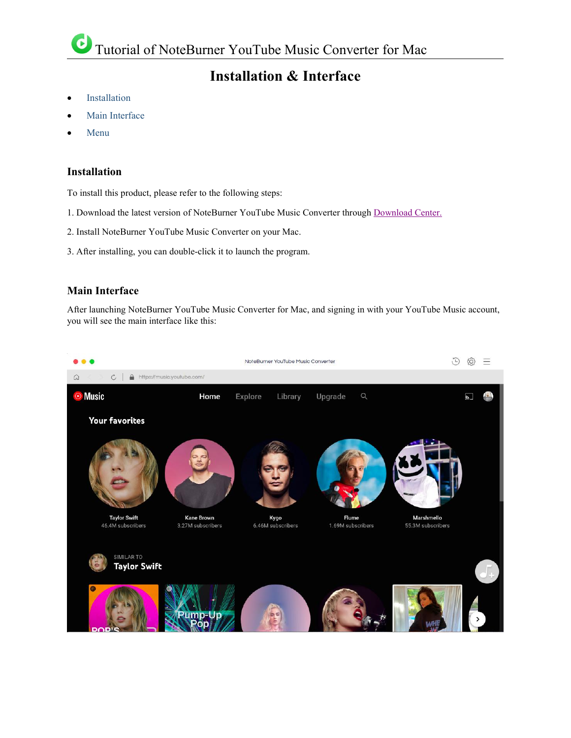# Tutorial of NoteBurner YouTube Music Converter for Mac

## Installation & Interface

- Installation
- Main Interface
- Menu

### Installation

To install this product, please refer to the following steps:

1. Download the latest version of NoteBurner YouTube Music Converter through Download Center.

2. Install NoteBurner YouTube Music Converter on your Mac.

3. After installing, you can double-click it to launch the program.

### Main Interface

After launching NoteBurner YouTube Music Converter for Mac, and signing in with your YouTube Music account, you will see the main interface like this: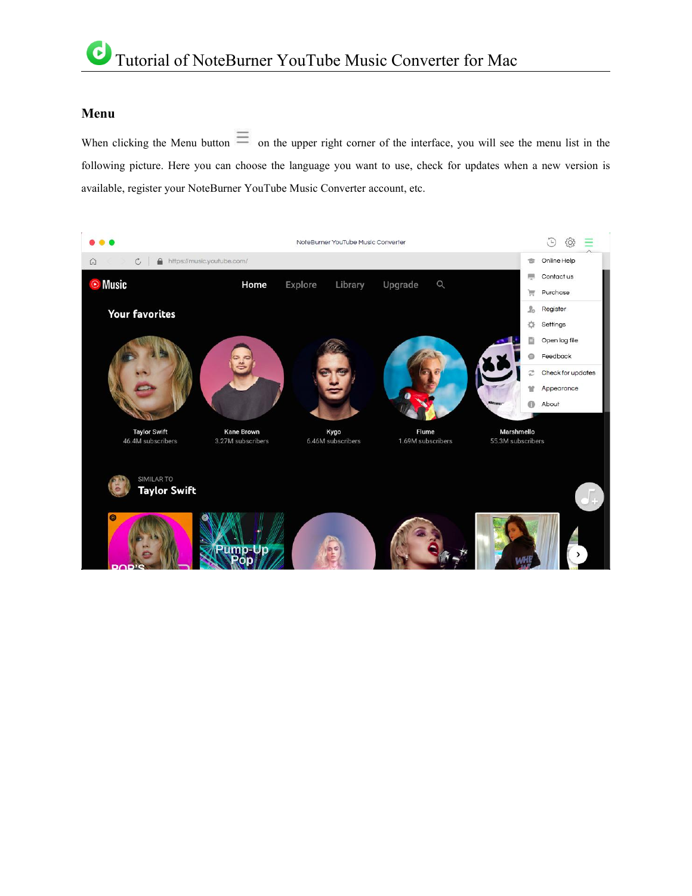## Menu

When clicking the Menu button on the upper right corner of the interface, you will see the menu list in the following picture. Here you can choose the language you want to use, check for updates when a new version is available, register your NoteBurner YouTube Music Converter account, etc.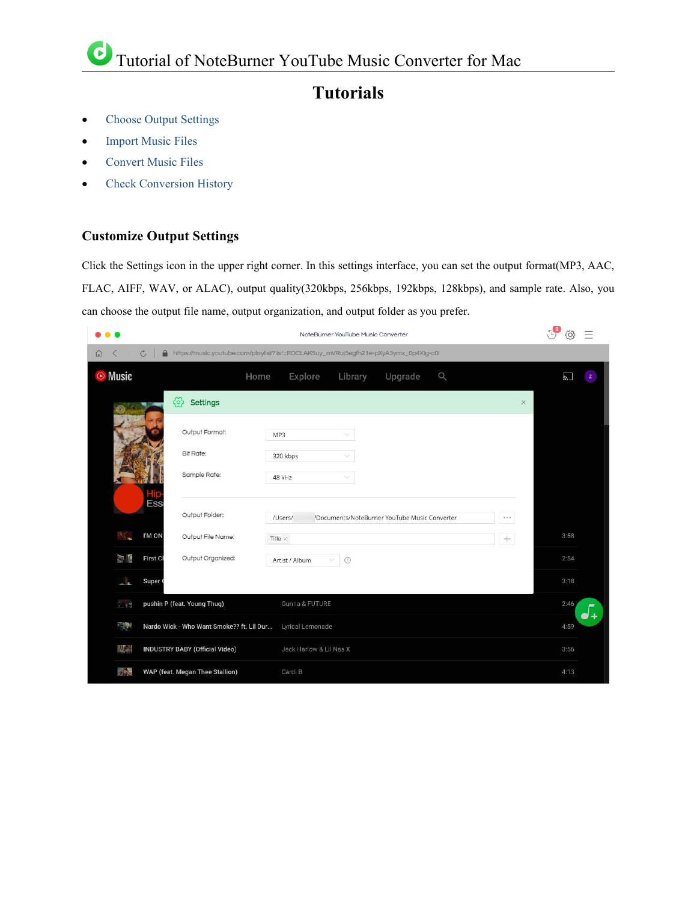# Tutorials

- Choose Output Settings
- Import Music Files
- Convert Music Files
- Check Conversion History

### Customize Output Settings

Click the Settings icon in the upper right corner. In this settings interface, you can set the output format(MP3, AAC, FLAC, AIFF, WAV, or ALAC), output quality(320kbps, 256kbps, 192kbps, 128kbps), and sample rate. Also, you can choose the output file name, output organization, and output folder as you prefer.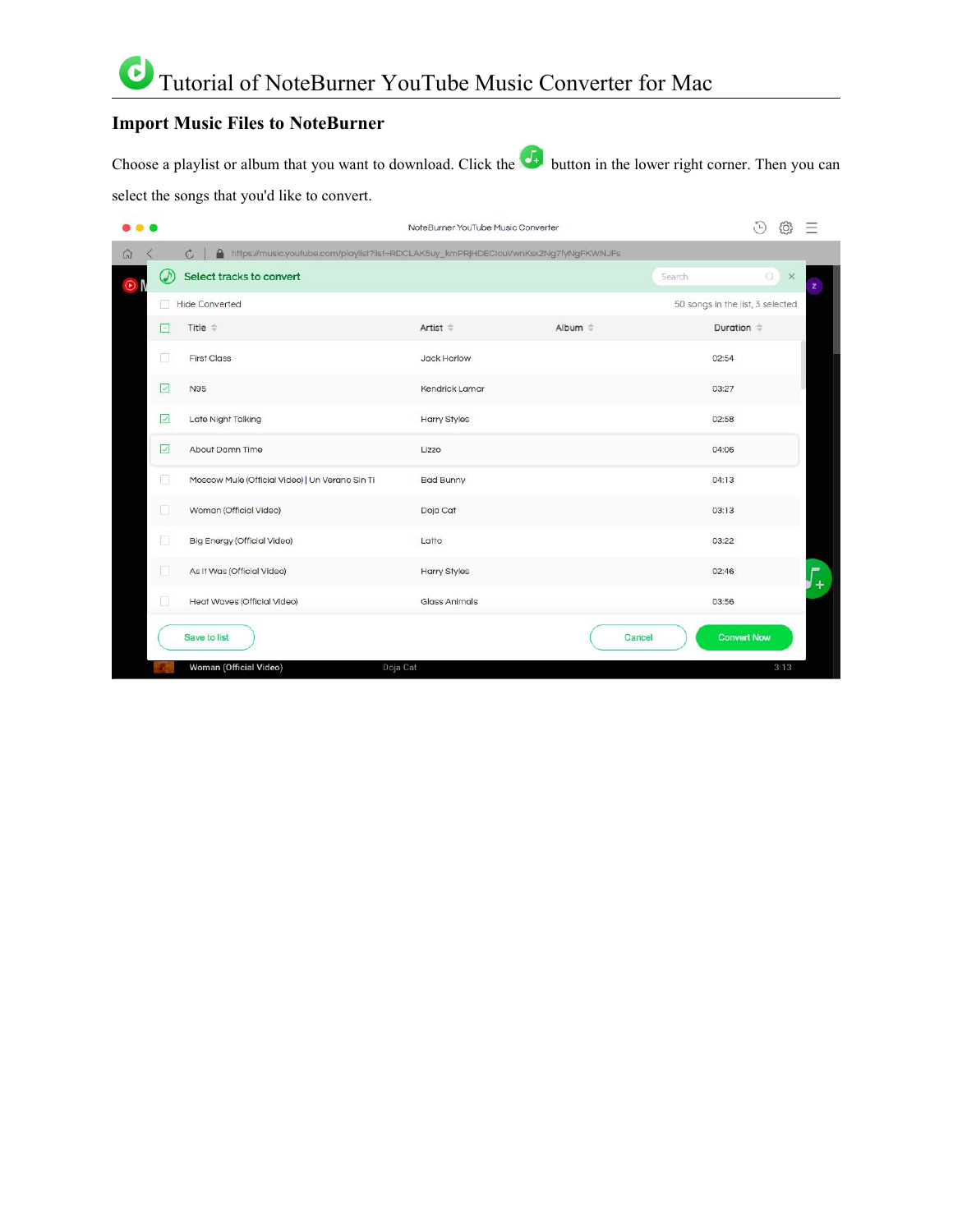## Import Music Files to NoteBurner

Choose a playlist or album that you want to download. Click the button in the lower right corner. Then you can select the songs that you'd like to convert.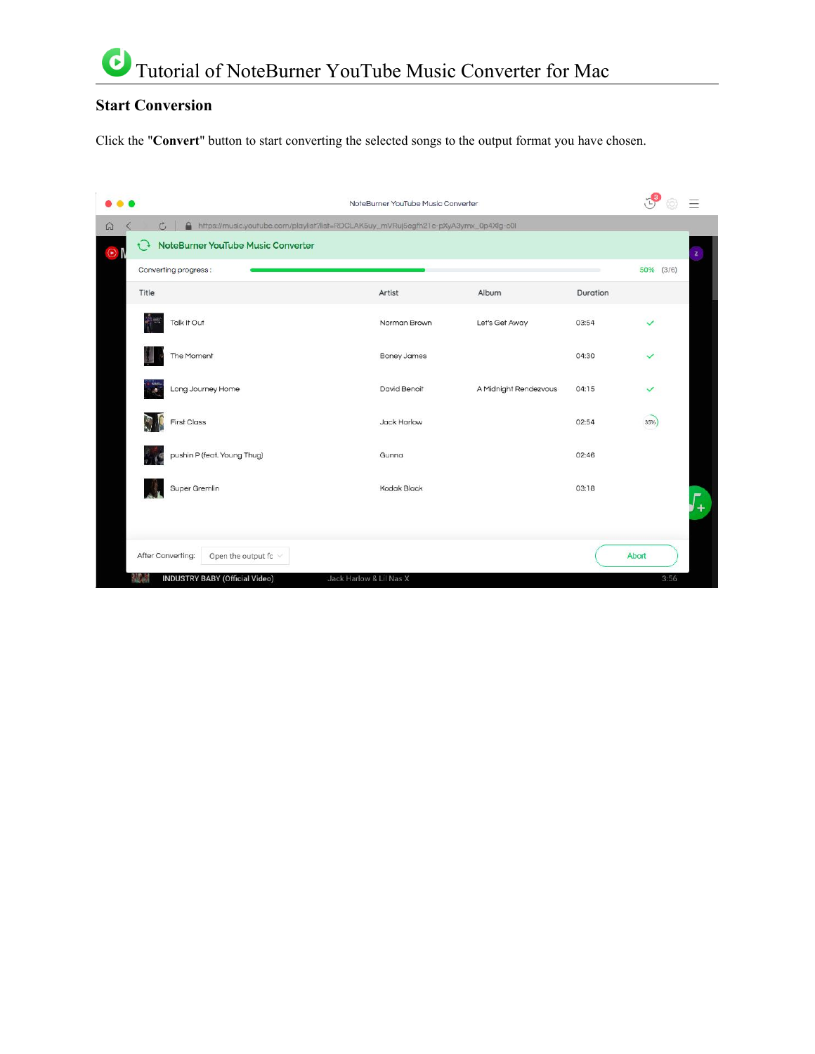## Start Conversion

Click the "**Convert**" button to start converting the selected songs to the output format you have chosen.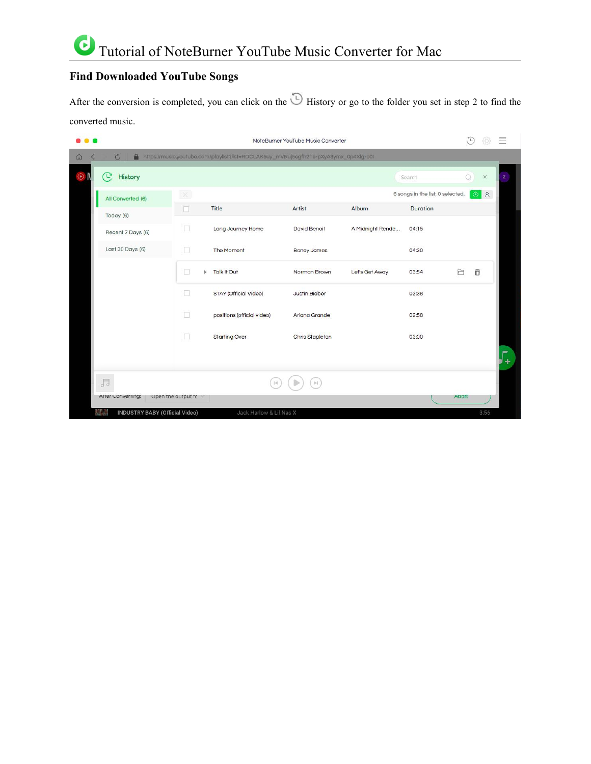## Find Downloaded YouTube Songs

After the conversion is completed, you can click on the History or go to the folder you set in step 2 to find the converted music.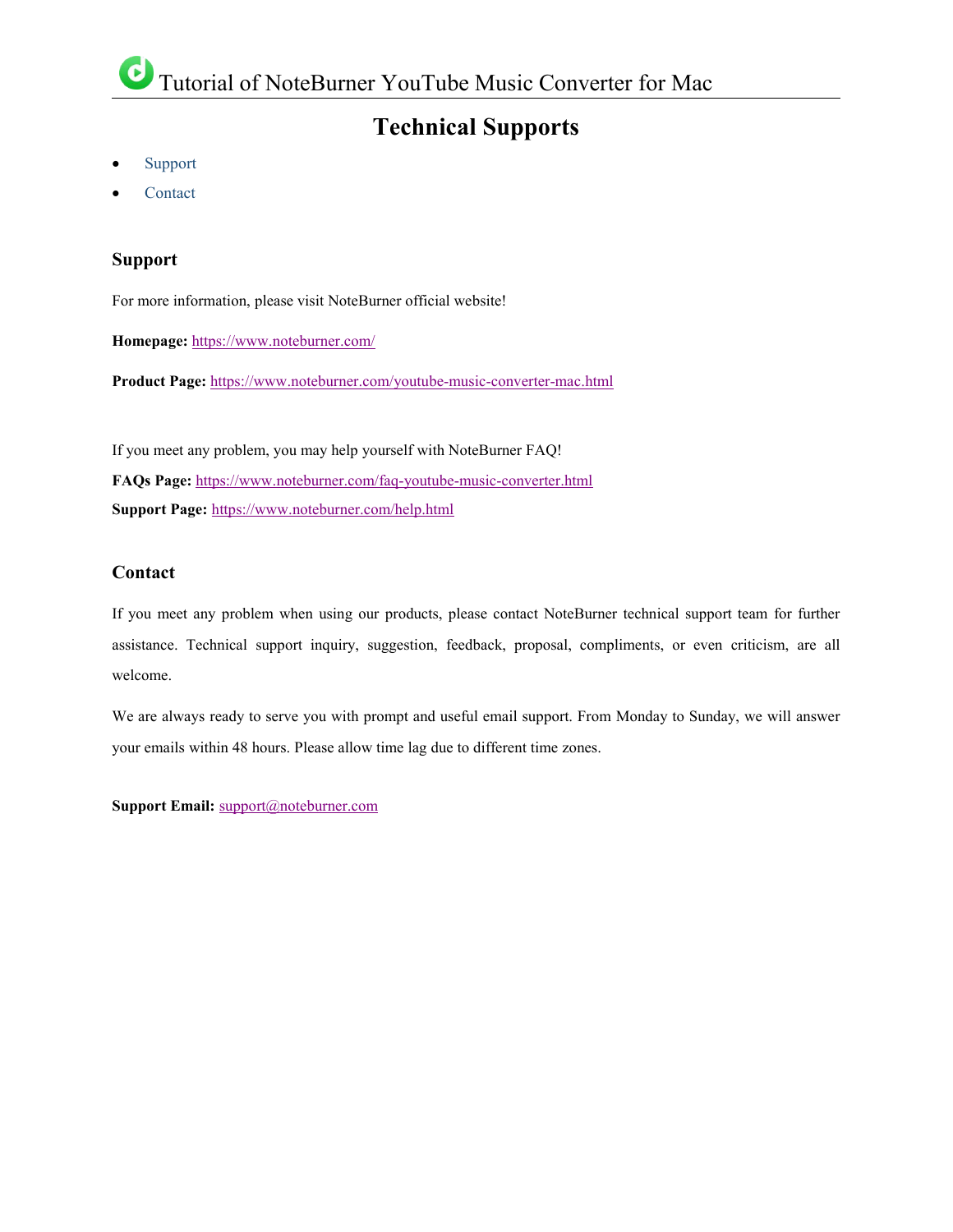# Technical Supports

- Support
- Contact

### Support

For more information, please visit NoteBurner official website!

**Homepage:** https://www.noteburner.com/

**Product Page:** https://www.noteburner.com/youtube-music-converter-mac.html

If you meet any problem, you may help yourself with NoteBurner FAQ!

**FAQs Page:** https://www.noteburner.com/faq-youtube-music-converter.html

**Support Page:** https://www.noteburner.com/help.html

### Contact

If you meet any problem when using our products, please contact NoteBurner technical support team for further assistance. Technical support inquiry, suggestion, feedback, proposal, compliments, or even criticism, are all welcome.

We are always ready to serve you with prompt and useful email support. From Monday to Sunday, we will answer your emails within 48 hours. Please allow time lag due to different time zones.

**Support Email:** support@noteburner.com